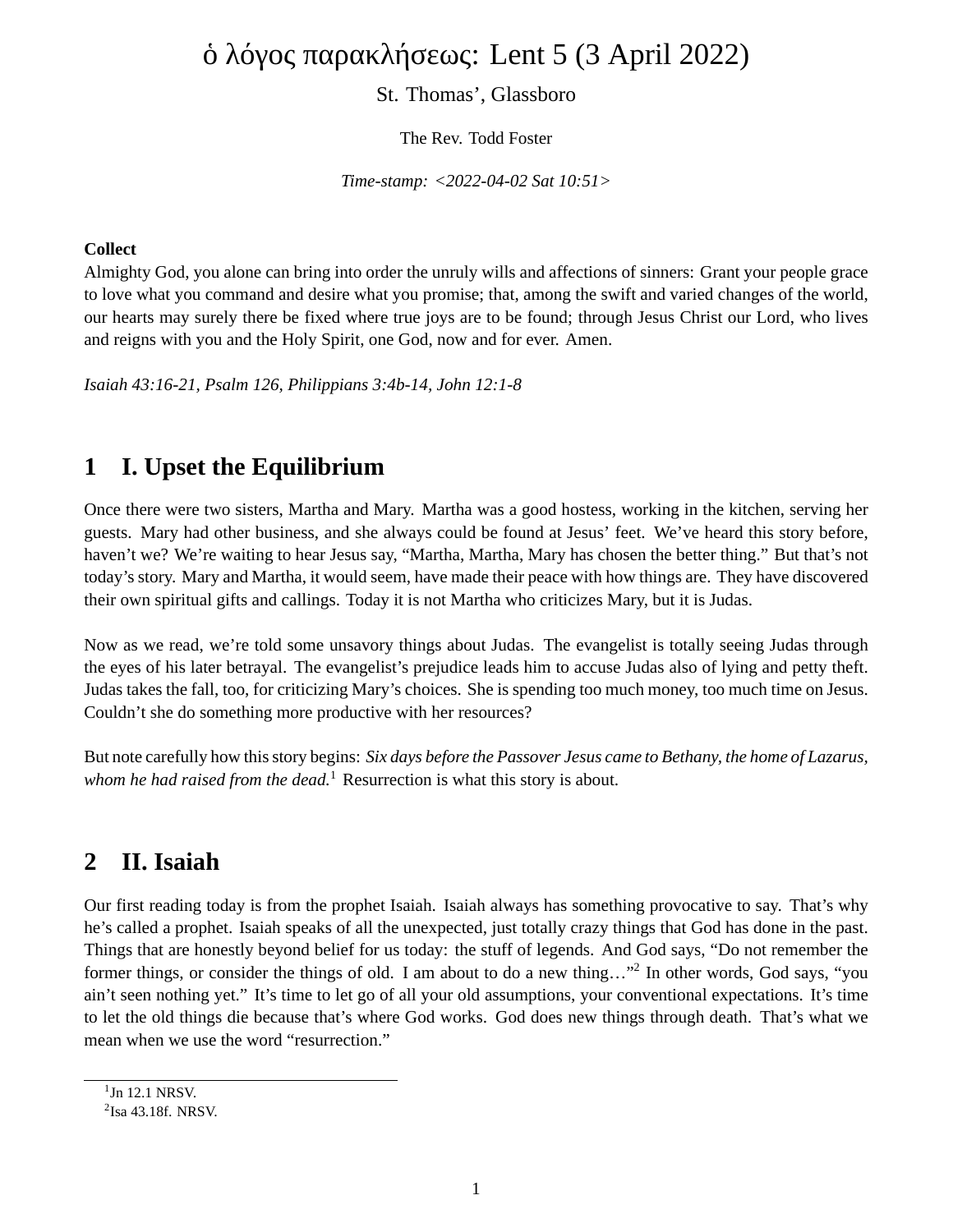# ὁ λόγος παρακλήσεως: Lent 5 (3 April 2022)

St. Thomas', Glassboro

The Rev. Todd Foster

*Time-stamp: <2022-04-02 Sat 10:51>*

**Collect**
Almighty God, you alone can bring into order the unruly wills and affections of sinners: Grant your people grace to love what you command and desire what you promise; that, among the swift and varied changes of the world, our hearts may surely there be fixed where true joys are to be found; through Jesus Christ our Lord, who lives and reigns with you and the Holy Spirit, one God, now and for ever. Amen.

*Isaiah 43:16-21, Psalm 126, Philippians 3:4b-14, John 12:1-8*

## 1 I. Upset the Equilibrium

Once there were two sisters, Martha and Mary. Martha was a good hostess, working in the kitchen, serving her guests. Mary had other business, and she always could be found at Jesus' feet. We've heard this story before, haven't we? We're waiting to hear Jesus say, "Martha, Martha, Mary has chosen the better thing." But that's not today's story. Mary and Martha, it would seem, have made their peace with how things are. They have discovered their own spiritual gifts and callings. Today it is not Martha who criticizes Mary, but it is Judas.

Now as we read, we're told some unsavory things about Judas. The evangelist is totally seeing Judas through the eyes of his later betrayal. The evangelist's prejudice leads him to accuse Judas also of lying and petty theft. Judas takes the fall, too, for criticizing Mary's choices. She is spending too much money, too much time on Jesus. Couldn't she do something more productive with her resources?

But note carefully how this story begins: *Six days before the Passover Jesus came to Bethany, the home of Lazarus, whom he had raised from the dead.*[1] Resurrection is what this story is about.

## 2 II. Isaiah

Our first reading today is from the prophet Isaiah. Isaiah always has something provocative to say. That's why he's called a prophet. Isaiah speaks of all the unexpected, just totally crazy things that God has done in the past. Things that are honestly beyond belief for us today: the stuff of legends. And God says, "Do not remember the former things, or consider the things of old. I am about to do a new thing…"[2] In other words, God says, "you ain't seen nothing yet." It's time to let go of all your old assumptions, your conventional expectations. It's time to let the old things die because that's where God works. God does new things through death. That's what we mean when we use the word "resurrection."

---

[1] Jn 12.1 NRSV.
[2] Isa 43.18f. NRSV.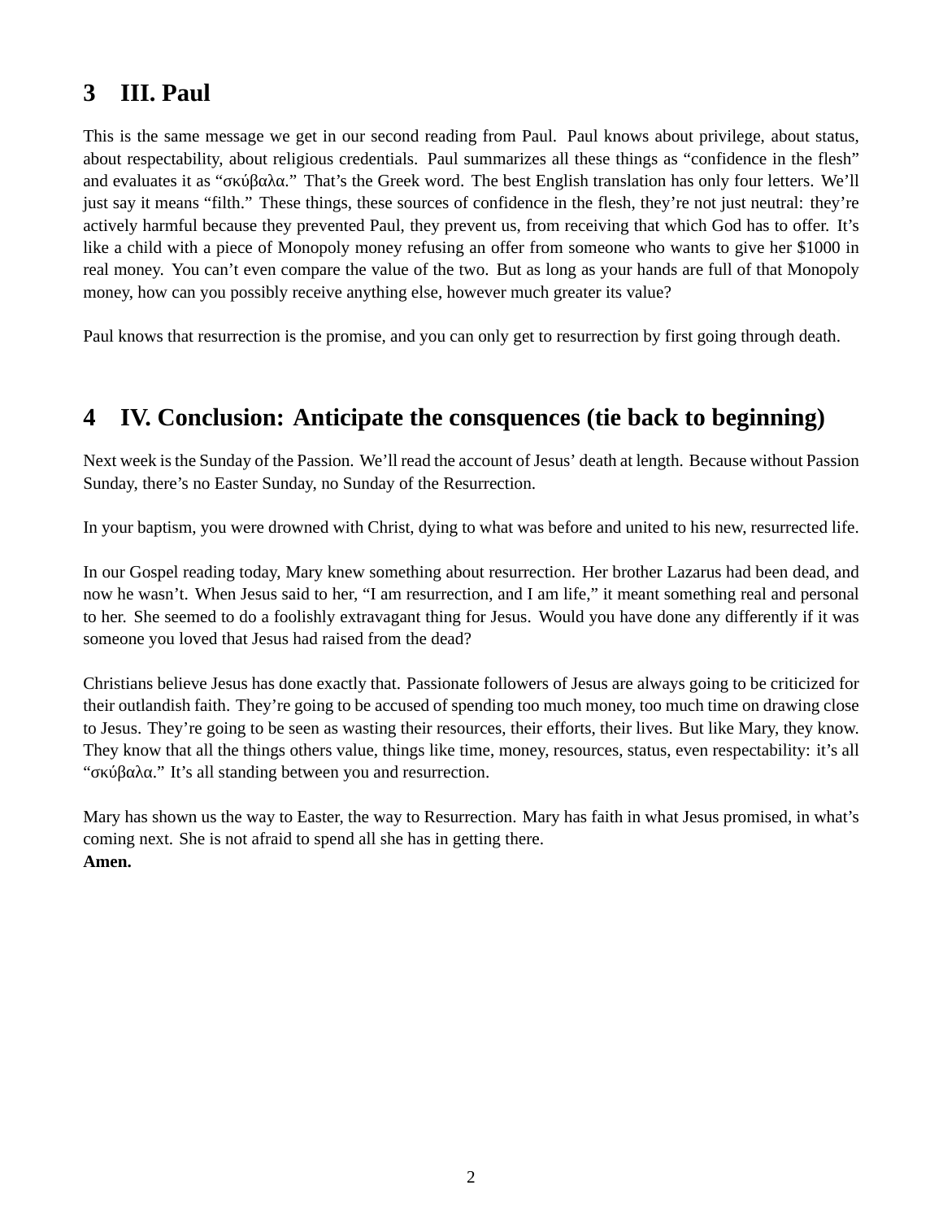## 3 III. Paul

This is the same message we get in our second reading from Paul. Paul knows about privilege, about status, about respectability, about religious credentials. Paul summarizes all these things as “confidence in the flesh” and evaluates it as “σκύβαλα.” That’s the Greek word. The best English translation has only four letters. We’ll just say it means “filth.” These things, these sources of confidence in the flesh, they’re not just neutral: they’re actively harmful because they prevented Paul, they prevent us, from receiving that which God has to offer. It’s like a child with a piece of Monopoly money refusing an offer from someone who wants to give her $1000 in real money. You can’t even compare the value of the two. But as long as your hands are full of that Monopoly money, how can you possibly receive anything else, however much greater its value?

Paul knows that resurrection is the promise, and you can only get to resurrection by first going through death.

## 4 IV. Conclusion: Anticipate the consquences (tie back to beginning)

Next week is the Sunday of the Passion. We’ll read the account of Jesus’ death at length. Because without Passion Sunday, there’s no Easter Sunday, no Sunday of the Resurrection.

In your baptism, you were drowned with Christ, dying to what was before and united to his new, resurrected life.

In our Gospel reading today, Mary knew something about resurrection. Her brother Lazarus had been dead, and now he wasn’t. When Jesus said to her, “I am resurrection, and I am life,” it meant something real and personal to her. She seemed to do a foolishly extravagant thing for Jesus. Would you have done any differently if it was someone you loved that Jesus had raised from the dead?

Christians believe Jesus has done exactly that. Passionate followers of Jesus are always going to be criticized for their outlandish faith. They’re going to be accused of spending too much money, too much time on drawing close to Jesus. They’re going to be seen as wasting their resources, their efforts, their lives. But like Mary, they know. They know that all the things others value, things like time, money, resources, status, even respectability: it’s all “σκύβαλα.” It’s all standing between you and resurrection.

Mary has shown us the way to Easter, the way to Resurrection. Mary has faith in what Jesus promised, in what’s coming next. She is not afraid to spend all she has in getting there.
**Amen.**